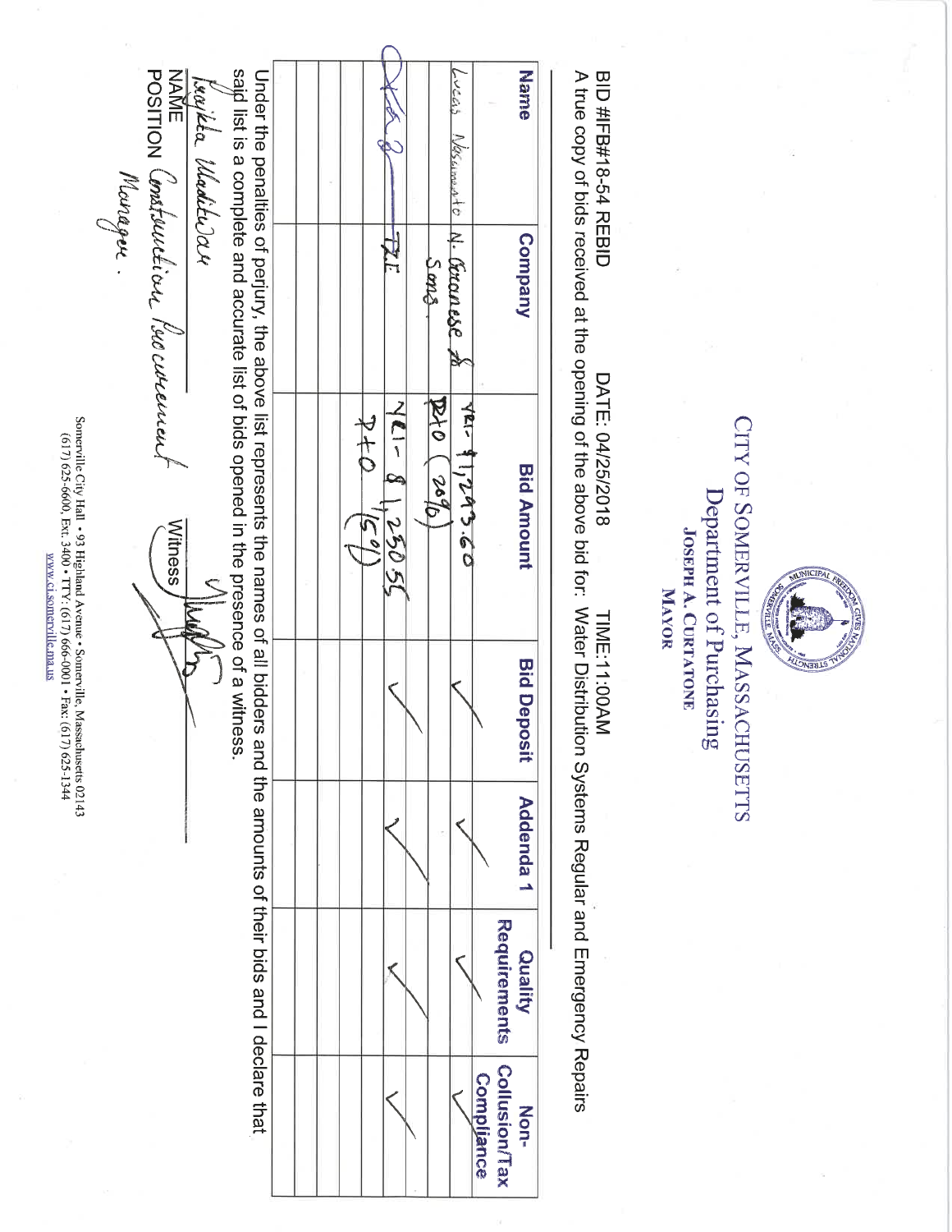# CITY OF SOMERVILLE, MASSACHUSETTS

## Department of Purchasing

**JOSEPH A. CURTATONE**
**MAYOR**

BID #IFB#18-54 REBID DATE: 04/25/2018 TIME:11:00AM

A true copy of bids received at the opening of the above bid for: Water Distribution Systems Regular and Emergency Repairs

| Name | Company | Bid Amount | Bid Deposit | Addenda 1 | Quality Requirements | Non-Collusion/Tax Compliance |
|---|---|---|---|---|---|---|
| Lucas Nascimento | N. Granese & Sons. | YR1- $1,293.60 P+O (20%) | ✓ | ✓ | ✓ | ✓ |
| [signature] | T.E | YR1- $1,250.55 P+O (15%) | ✓ | ✓ | ✓ | ✓ |
| | | | | | | |
| | | | | | | |
| | | | | | | |
| | | | | | | |

Under the penalties of perjury, the above list represents the names of all bidders and the amounts of their bids and I declare that said list is a complete and accurate list of bids opened in the presence of a witness.

Izajkha Nadeloar
NAME

POSITION Construction Procurement Manager.

Witness [signature]

Somerville City Hall • 93 Highland Avenue • Somerville, Massachusetts 02143
(617) 625-6600, Ext. 3400 • TTY: (617) 666-0001 • Fax: (617) 625-1344
www.ci.somerville.ma.us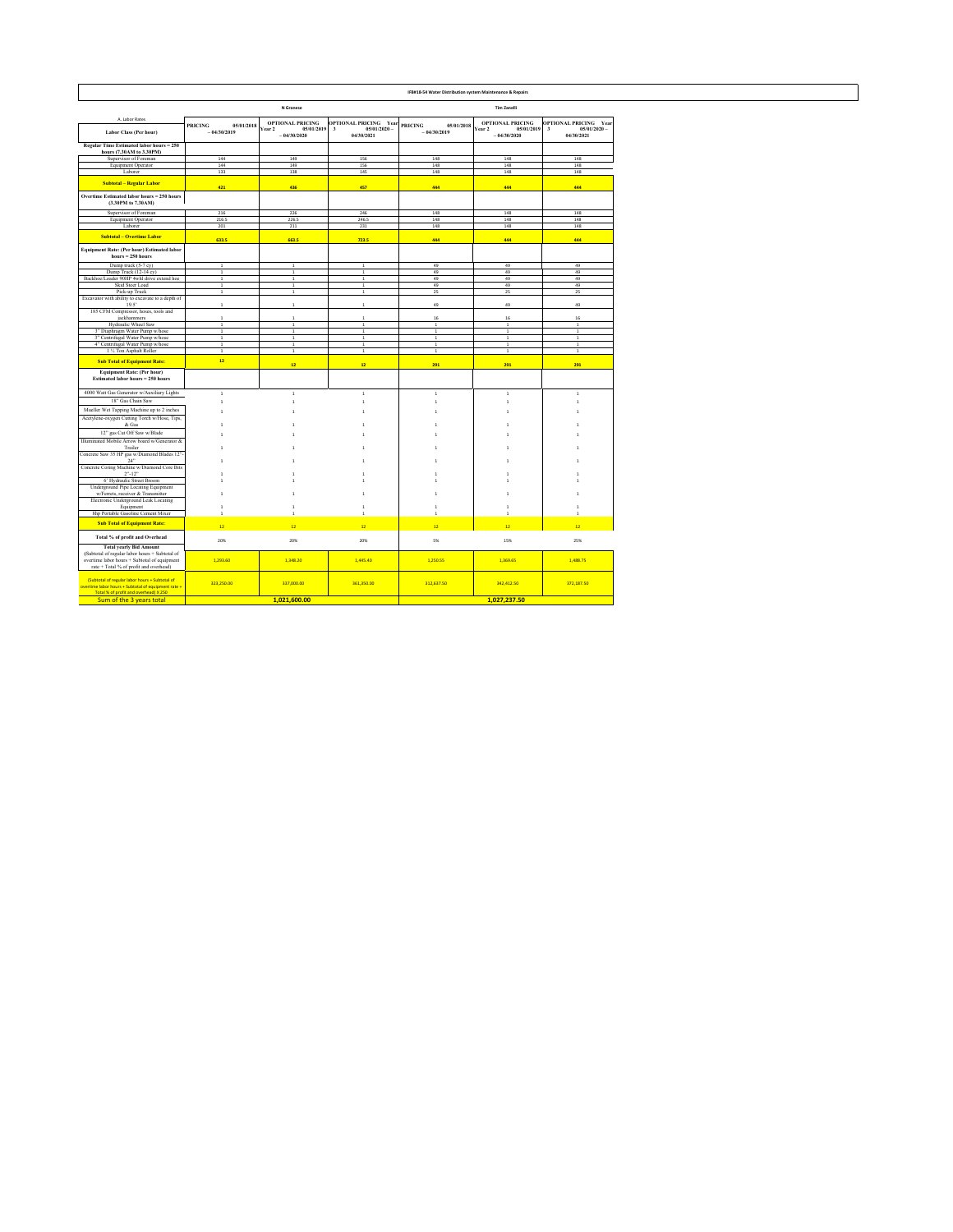IFB#18-54 Water Distribution system Maintenance & Repairs

| A. Labor Rates | N Granese | | | Tim Zanelli | | |
|---|---|---|---|---|---|---|
| Labor Class (Per hour) | PRICING 05/01/2018 – 04/30/2019 | OPTIONAL PRICING Year 2 05/01/2019 – 04/30/2020 | OPTIONAL PRICING Year 3 05/01/2020 – 04/30/2021 | PRICING 05/01/2018 – 04/30/2019 | OPTIONAL PRICING Year 2 05/01/2019 – 04/30/2020 | OPTIONAL PRICING Year 3 05/01/2020 – 04/30/2021 |
| **Regular Time Estimated labor hours = 250 hours (7.30AM to 3.30PM)** | | | | | | |
| Supervisor of Foreman | 144 | 149 | 156 | 148 | 148 | 148 |
| Equipment Operator | 144 | 149 | 156 | 148 | 148 | 148 |
| Laborer | 133 | 138 | 145 | 148 | 148 | 148 |
| **Subtotal – Regular Labor** | 421 | 436 | 457 | 444 | 444 | 444 |
| **Overtime Estimated labor hours = 250 hours (3.30PM to 7.30AM)** | | | | | | |
| Supervisor of Foreman | 216 | 226 | 246 | 148 | 148 | 148 |
| Equipment Operator | 216.5 | 226.5 | 246.5 | 148 | 148 | 148 |
| Laborer | 201 | 211 | 231 | 148 | 148 | 148 |
| **Subtotal – Overtime Labor** | 633.5 | 663.5 | 723.5 | 444 | 444 | 444 |
| **Equipment Rate: (Per hour) Estimated labor hours = 250 hours** | | | | | | |
| Dump truck (5-7 cy) | 1 | 1 | 1 | 49 | 49 | 49 |
| Dump Truck (12-14 cy) | 1 | 1 | 1 | 49 | 49 | 49 |
| Backhoe/Loader 90HP 4wld drive extend hoe | 1 | 1 | 1 | 49 | 49 | 49 |
| Skid Steer Load | 1 | 1 | 1 | 49 | 49 | 49 |
| Pick-up Truck | 1 | 1 | 1 | 25 | 25 | 25 |
| Excavator with ability to excavate to a depth of 19.5' | 1 | 1 | 1 | 49 | 49 | 49 |
| 185 CFM Compressor, hoses, tools and jackhammers | 1 | 1 | 1 | 16 | 16 | 16 |
| Hydraulic Wheel Saw | 1 | 1 | 1 | 1 | 1 | 1 |
| 3" Diaphragm Water Pump w/hose | 1 | 1 | 1 | 1 | 1 | 1 |
| 3" Centrifugal Water Pump w/hose | 1 | 1 | 1 | 1 | 1 | 1 |
| 4" Centrifugal Water Pump w/hose | 1 | 1 | 1 | 1 | 1 | 1 |
| 1 ½ Ton Asphalt Roller | 1 | 1 | 1 | 1 | 1 | 1 |
| **Sub Total of Equipment Rate:** | 12 | 12 | 12 | 291 | 291 | 291 |
| **Equipment Rate: (Per hour) Estimated labor hours = 250 hours** | | | | | | |
| 4000 Watt Gas Generator w/Auxiliary Lights | 1 | 1 | 1 | 1 | 1 | 1 |
| 18" Gas Chain Saw | 1 | 1 | 1 | 1 | 1 | 1 |
| Mueller Wet Tapping Machine up to 2 inches | 1 | 1 | 1 | 1 | 1 | 1 |
| Acetylene-oxygen Cutting Torch w/Hose, Tips, & Gas | 1 | 1 | 1 | 1 | 1 | 1 |
| 12" gas Cut Off Saw w/Blade | 1 | 1 | 1 | 1 | 1 | 1 |
| Illuminated Mobile Arrow board w/Generator & Trailer | 1 | 1 | 1 | 1 | 1 | 1 |
| Concrete Saw 35 HP gas w/Diamond Blades 12"-24" | 1 | 1 | 1 | 1 | 1 | 1 |
| Concrete Coring Machine w/Diamond Core Bits 2"-12" | 1 | 1 | 1 | 1 | 1 | 1 |
| 6' Hydraulic Street Broom | 1 | 1 | 1 | 1 | 1 | 1 |
| Underground Pipe Locating Equipment w/Ferrets, receiver & Transmitter | 1 | 1 | 1 | 1 | 1 | 1 |
| Electronic Underground Leak Locating Equipment | 1 | 1 | 1 | 1 | 1 | 1 |
| 8hp Portable Gasoline Cement Mixer | 1 | 1 | 1 | 1 | 1 | 1 |
| **Sub Total of Equipment Rate:** | 12 | 12 | 12 | 12 | 12 | 12 |
| **Total % of profit and Overhead** | 20% | 20% | 20% | 5% | 15% | 25% |
| **Total yearly Bid Amount** (Subtotal of regular labor hours + Subtotal of overtime labor hours + Subtotal of equipment rate + Total % of profit and overhead) | 1,293.60 | 1,348.20 | 1,445.40 | 1,250.55 | 1,369.65 | 1,488.75 |
| (Subtotal of regular labor hours + Subtotal of overtime labor hours + Subtotal of equipment rate + Total % of profit and overhead) X 250 | 323,250.00 | 337,000.00 | 361,350.00 | 312,637.50 | 342,412.50 | 372,187.50 |
| Sum of the 3 years total | | 1,021,600.00 | | | 1,027,237.50 | |